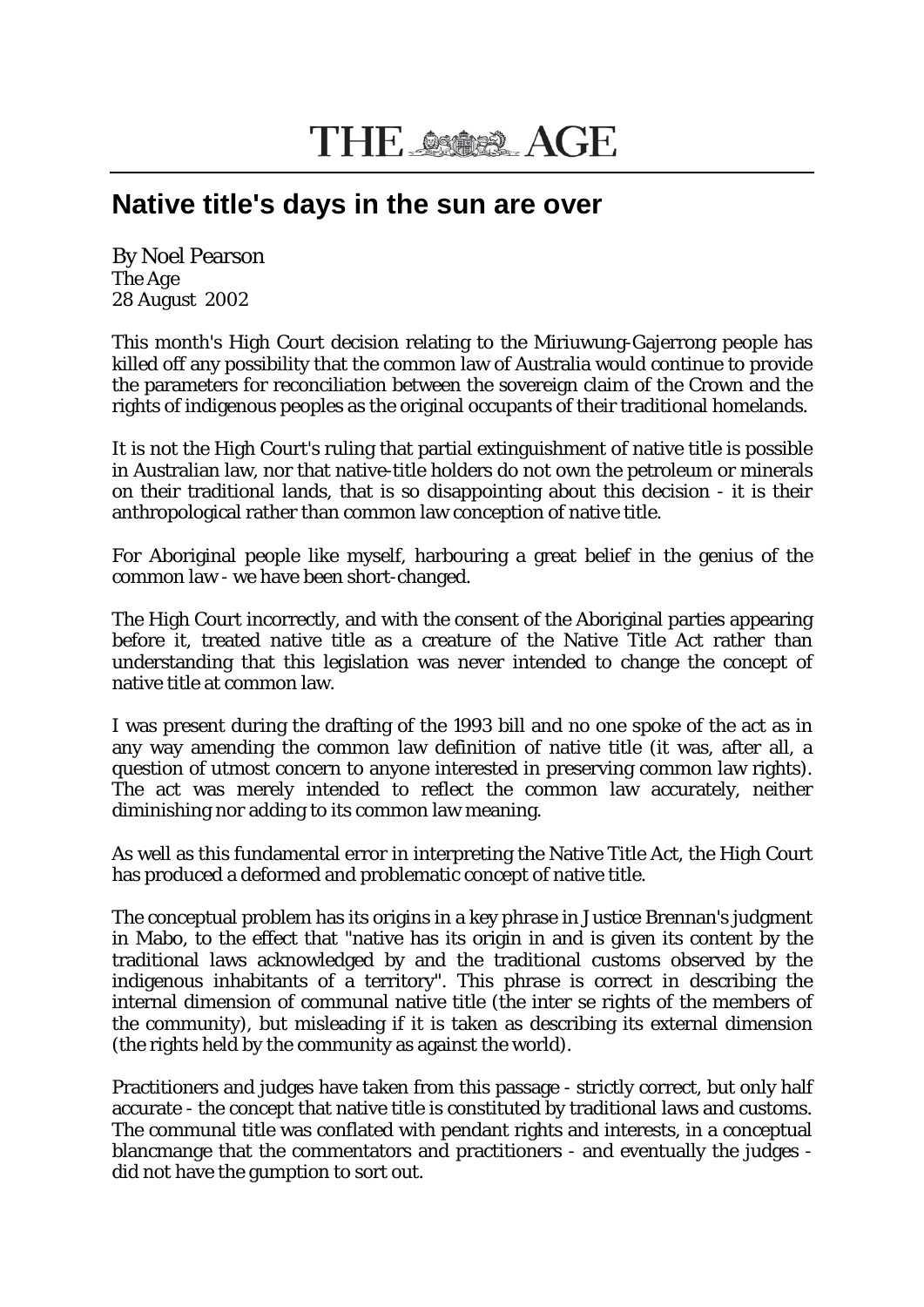# THE AGE

## Native title's days in the sun are over

By Noel Pearson
The Age
28 August 2002

This month's High Court decision relating to the Miriuwung-Gajerrong people has killed off any possibility that the common law of Australia would continue to provide the parameters for reconciliation between the sovereign claim of the Crown and the rights of indigenous peoples as the original occupants of their traditional homelands.

It is not the High Court's ruling that partial extinguishment of native title is possible in Australian law, nor that native-title holders do not own the petroleum or minerals on their traditional lands, that is so disappointing about this decision - it is their anthropological rather than common law conception of native title.

For Aboriginal people like myself, harbouring a great belief in the genius of the common law - we have been short-changed.

The High Court incorrectly, and with the consent of the Aboriginal parties appearing before it, treated native title as a creature of the Native Title Act rather than understanding that this legislation was never intended to change the concept of native title at common law.

I was present during the drafting of the 1993 bill and no one spoke of the act as in any way amending the common law definition of native title (it was, after all, a question of utmost concern to anyone interested in preserving common law rights). The act was merely intended to reflect the common law accurately, neither diminishing nor adding to its common law meaning.

As well as this fundamental error in interpreting the Native Title Act, the High Court has produced a deformed and problematic concept of native title.

The conceptual problem has its origins in a key phrase in Justice Brennan's judgment in Mabo, to the effect that "native has its origin in and is given its content by the traditional laws acknowledged by and the traditional customs observed by the indigenous inhabitants of a territory". This phrase is correct in describing the internal dimension of communal native title (the inter se rights of the members of the community), but misleading if it is taken as describing its external dimension (the rights held by the community as against the world).

Practitioners and judges have taken from this passage - strictly correct, but only half accurate - the concept that native title is constituted by traditional laws and customs. The communal title was conflated with pendant rights and interests, in a conceptual blancmange that the commentators and practitioners - and eventually the judges - did not have the gumption to sort out.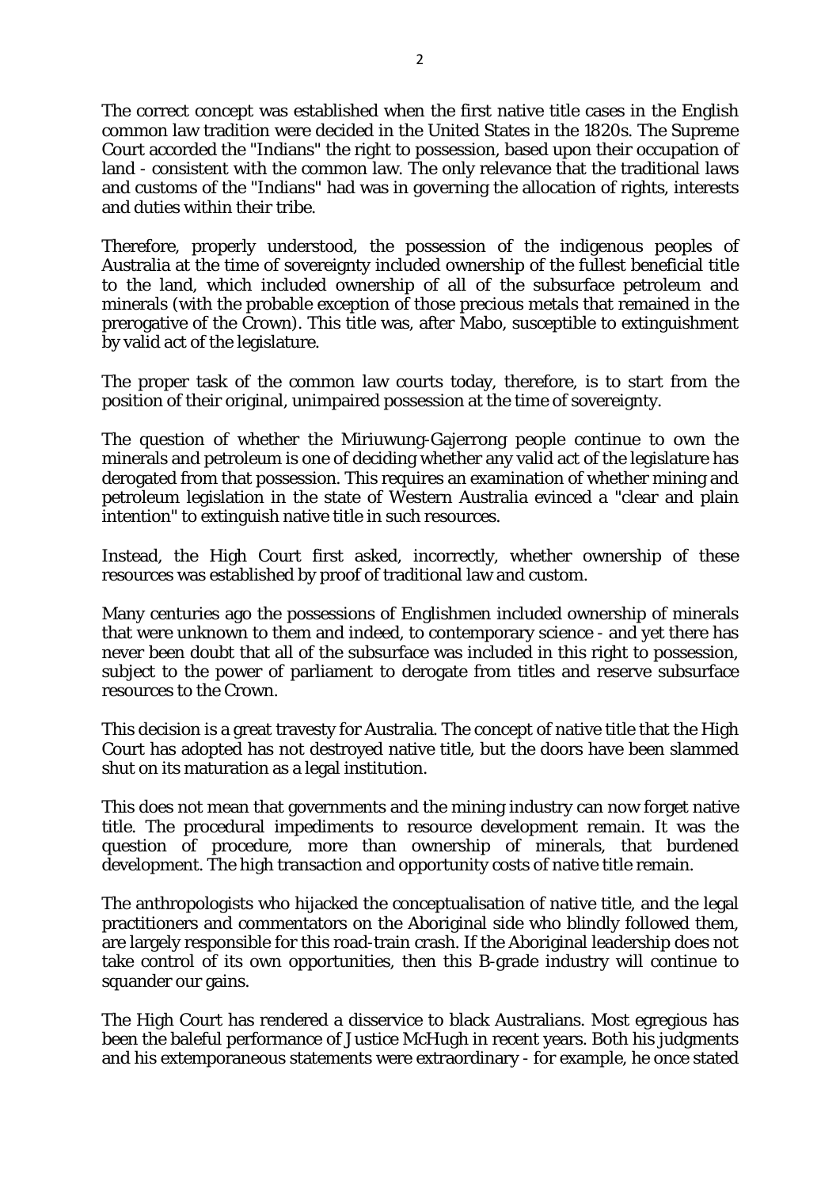The correct concept was established when the first native title cases in the English common law tradition were decided in the United States in the 1820s. The Supreme Court accorded the "Indians" the right to possession, based upon their occupation of land - consistent with the common law. The only relevance that the traditional laws and customs of the "Indians" had was in governing the allocation of rights, interests and duties within their tribe.

Therefore, properly understood, the possession of the indigenous peoples of Australia at the time of sovereignty included ownership of the fullest beneficial title to the land, which included ownership of all of the subsurface petroleum and minerals (with the probable exception of those precious metals that remained in the prerogative of the Crown). This title was, after Mabo, susceptible to extinguishment by valid act of the legislature.

The proper task of the common law courts today, therefore, is to start from the position of their original, unimpaired possession at the time of sovereignty.

The question of whether the Miriuwung-Gajerrong people continue to own the minerals and petroleum is one of deciding whether any valid act of the legislature has derogated from that possession. This requires an examination of whether mining and petroleum legislation in the state of Western Australia evinced a "clear and plain intention" to extinguish native title in such resources.

Instead, the High Court first asked, incorrectly, whether ownership of these resources was established by proof of traditional law and custom.

Many centuries ago the possessions of Englishmen included ownership of minerals that were unknown to them and indeed, to contemporary science - and yet there has never been doubt that all of the subsurface was included in this right to possession, subject to the power of parliament to derogate from titles and reserve subsurface resources to the Crown.

This decision is a great travesty for Australia. The concept of native title that the High Court has adopted has not destroyed native title, but the doors have been slammed shut on its maturation as a legal institution.

This does not mean that governments and the mining industry can now forget native title. The procedural impediments to resource development remain. It was the question of procedure, more than ownership of minerals, that burdened development. The high transaction and opportunity costs of native title remain.

The anthropologists who hijacked the conceptualisation of native title, and the legal practitioners and commentators on the Aboriginal side who blindly followed them, are largely responsible for this road-train crash. If the Aboriginal leadership does not take control of its own opportunities, then this B-grade industry will continue to squander our gains.

The High Court has rendered a disservice to black Australians. Most egregious has been the baleful performance of Justice McHugh in recent years. Both his judgments and his extemporaneous statements were extraordinary - for example, he once stated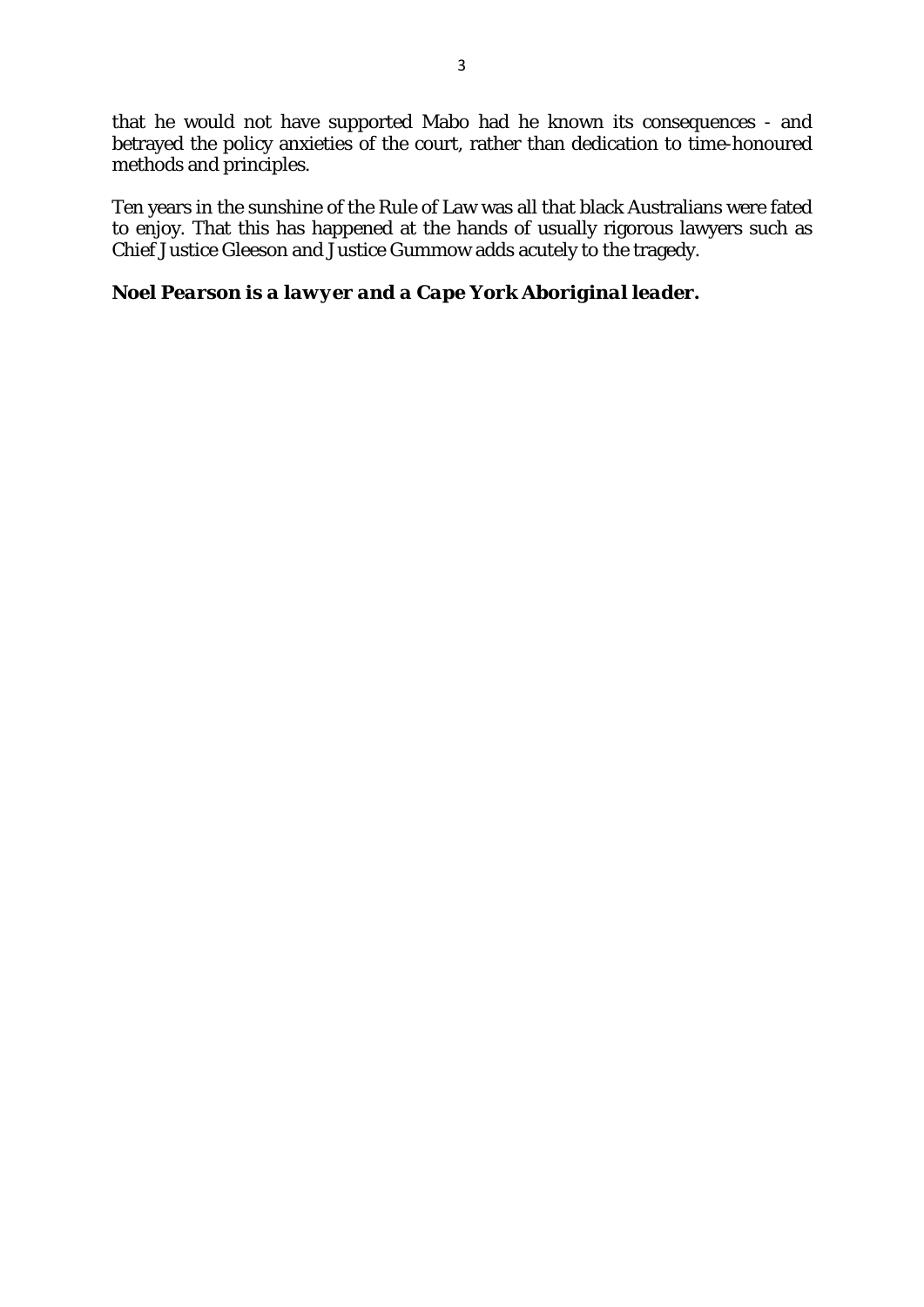that he would not have supported Mabo had he known its consequences - and betrayed the policy anxieties of the court, rather than dedication to time-honoured methods and principles.

Ten years in the sunshine of the Rule of Law was all that black Australians were fated to enjoy. That this has happened at the hands of usually rigorous lawyers such as Chief Justice Gleeson and Justice Gummow adds acutely to the tragedy.

***Noel Pearson is a lawyer and a Cape York Aboriginal leader.***